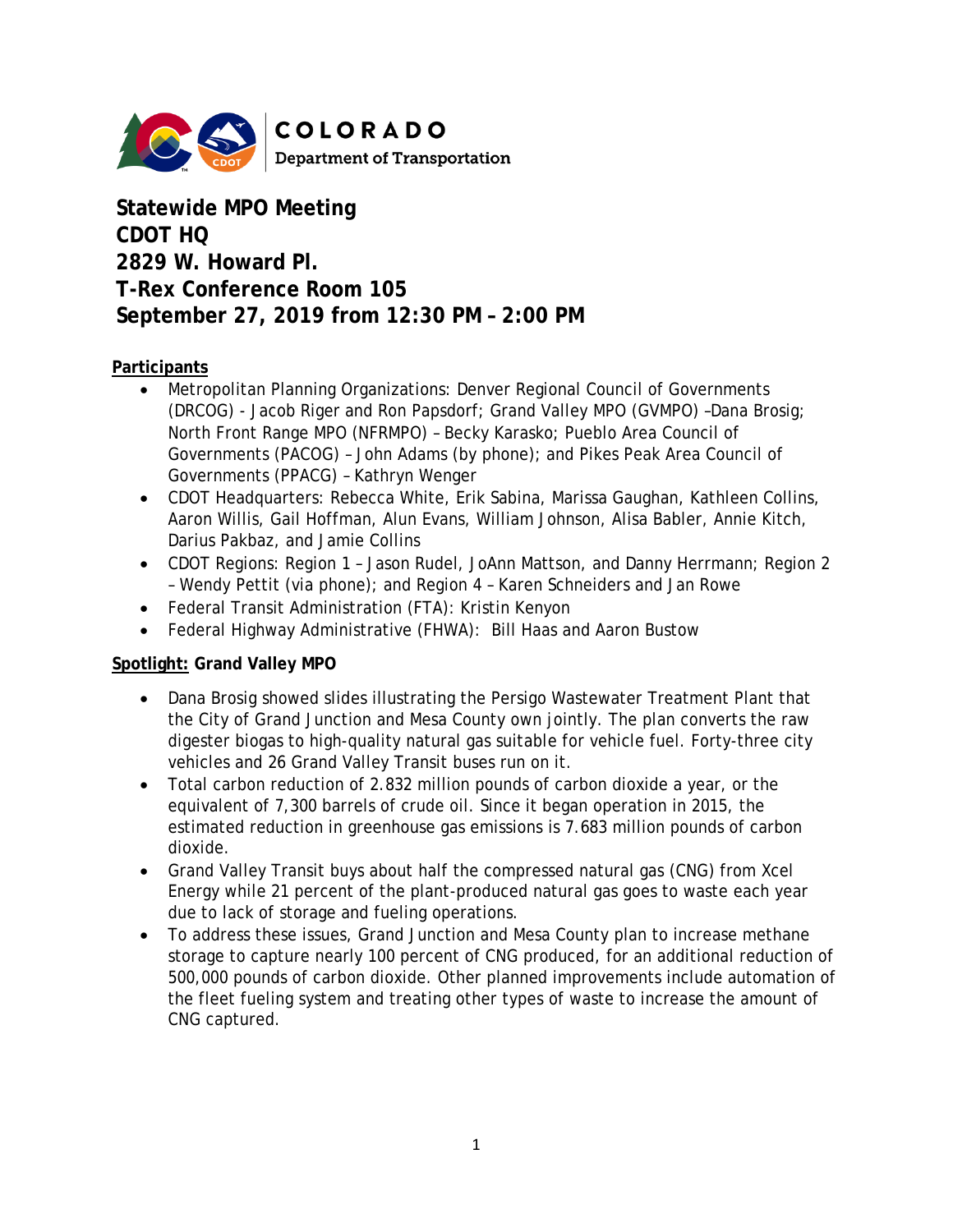COLORADO
Department of Transportation

# Statewide MPO Meeting
# CDOT HQ
# 2829 W. Howard Pl.
# T-Rex Conference Room 105
# September 27, 2019 from 12:30 PM – 2:00 PM

**Participants**

- Metropolitan Planning Organizations: Denver Regional Council of Governments (DRCOG) - Jacob Riger and Ron Papsdorf; Grand Valley MPO (GVMPO) –Dana Brosig; North Front Range MPO (NFRMPO) – Becky Karasko; Pueblo Area Council of Governments (PACOG) – John Adams (by phone); and Pikes Peak Area Council of Governments (PPACG) – Kathryn Wenger
- CDOT Headquarters: Rebecca White, Erik Sabina, Marissa Gaughan, Kathleen Collins, Aaron Willis, Gail Hoffman, Alun Evans, William Johnson, Alisa Babler, Annie Kitch, Darius Pakbaz, and Jamie Collins
- CDOT Regions: Region 1 – Jason Rudel, JoAnn Mattson, and Danny Herrmann; Region 2 – Wendy Pettit (via phone); and Region 4 – Karen Schneiders and Jan Rowe
- Federal Transit Administration (FTA): Kristin Kenyon
- Federal Highway Administrative (FHWA): Bill Haas and Aaron Bustow

**Spotlight: Grand Valley MPO**

- Dana Brosig showed slides illustrating the Persigo Wastewater Treatment Plant that the City of Grand Junction and Mesa County own jointly. The plan converts the raw digester biogas to high-quality natural gas suitable for vehicle fuel. Forty-three city vehicles and 26 Grand Valley Transit buses run on it.
- Total carbon reduction of 2.832 million pounds of carbon dioxide a year, or the equivalent of 7,300 barrels of crude oil. Since it began operation in 2015, the estimated reduction in greenhouse gas emissions is 7.683 million pounds of carbon dioxide.
- Grand Valley Transit buys about half the compressed natural gas (CNG) from Xcel Energy while 21 percent of the plant-produced natural gas goes to waste each year due to lack of storage and fueling operations.
- To address these issues, Grand Junction and Mesa County plan to increase methane storage to capture nearly 100 percent of CNG produced, for an additional reduction of 500,000 pounds of carbon dioxide. Other planned improvements include automation of the fleet fueling system and treating other types of waste to increase the amount of CNG captured.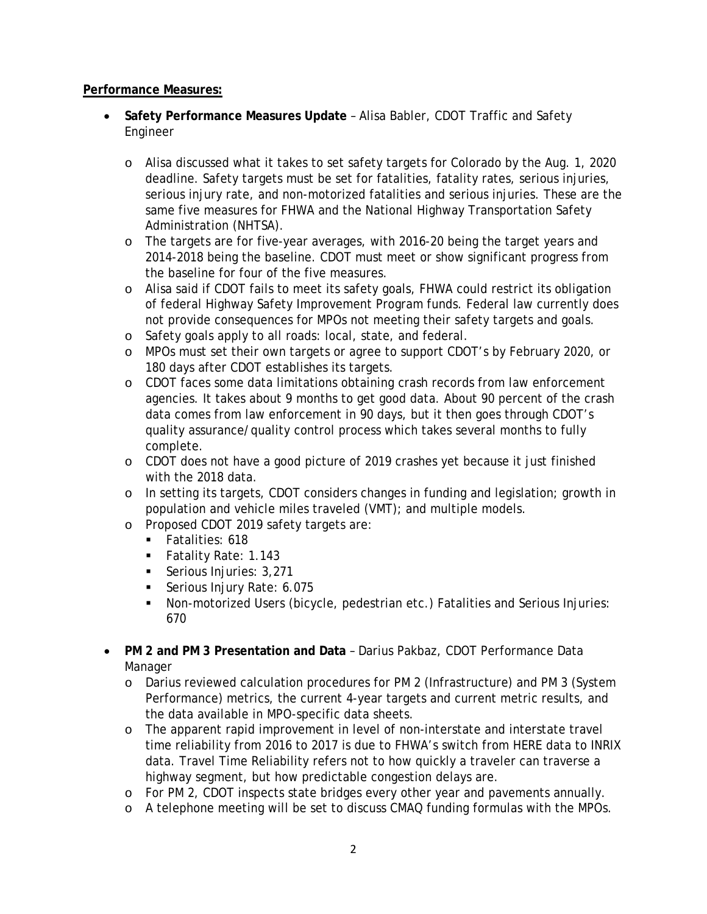**Performance Measures:**

- **Safety Performance Measures Update** – Alisa Babler, CDOT Traffic and Safety Engineer
  - Alisa discussed what it takes to set safety targets for Colorado by the Aug. 1, 2020 deadline. Safety targets must be set for fatalities, fatality rates, serious injuries, serious injury rate, and non-motorized fatalities and serious injuries. These are the same five measures for FHWA and the National Highway Transportation Safety Administration (NHTSA).
  - The targets are for five-year averages, with 2016-20 being the target years and 2014-2018 being the baseline. CDOT must meet or show significant progress from the baseline for four of the five measures.
  - Alisa said if CDOT fails to meet its safety goals, FHWA could restrict its obligation of federal Highway Safety Improvement Program funds. Federal law currently does not provide consequences for MPOs not meeting their safety targets and goals.
  - Safety goals apply to all roads: local, state, and federal.
  - MPOs must set their own targets or agree to support CDOT's by February 2020, or 180 days after CDOT establishes its targets.
  - CDOT faces some data limitations obtaining crash records from law enforcement agencies. It takes about 9 months to get good data. About 90 percent of the crash data comes from law enforcement in 90 days, but it then goes through CDOT's quality assurance/quality control process which takes several months to fully complete.
  - CDOT does not have a good picture of 2019 crashes yet because it just finished with the 2018 data.
  - In setting its targets, CDOT considers changes in funding and legislation; growth in population and vehicle miles traveled (VMT); and multiple models.
  - Proposed CDOT 2019 safety targets are:
    - Fatalities: 618
    - Fatality Rate: 1.143
    - Serious Injuries: 3,271
    - Serious Injury Rate: 6.075
    - Non-motorized Users (bicycle, pedestrian etc.) Fatalities and Serious Injuries: 670
- **PM 2 and PM 3 Presentation and Data** – Darius Pakbaz, CDOT Performance Data Manager
  - Darius reviewed calculation procedures for PM 2 (Infrastructure) and PM 3 (System Performance) metrics, the current 4-year targets and current metric results, and the data available in MPO-specific data sheets.
  - The apparent rapid improvement in level of non-interstate and interstate travel time reliability from 2016 to 2017 is due to FHWA's switch from HERE data to INRIX data. Travel Time Reliability refers not to how quickly a traveler can traverse a highway segment, but how predictable congestion delays are.
  - For PM 2, CDOT inspects state bridges every other year and pavements annually.
  - A telephone meeting will be set to discuss CMAQ funding formulas with the MPOs.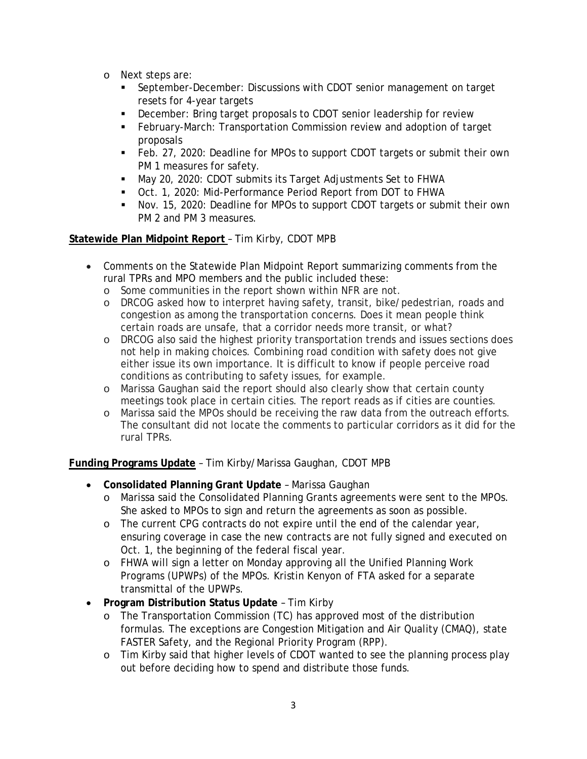- Next steps are:
  - September-December: Discussions with CDOT senior management on target resets for 4-year targets
  - December: Bring target proposals to CDOT senior leadership for review
  - February-March: Transportation Commission review and adoption of target proposals
  - Feb. 27, 2020: Deadline for MPOs to support CDOT targets or submit their own PM 1 measures for safety.
  - May 20, 2020: CDOT submits its Target Adjustments Set to FHWA
  - Oct. 1, 2020: Mid-Performance Period Report from DOT to FHWA
  - Nov. 15, 2020: Deadline for MPOs to support CDOT targets or submit their own PM 2 and PM 3 measures.

**Statewide Plan Midpoint Report** – Tim Kirby, CDOT MPB

- Comments on the Statewide Plan Midpoint Report summarizing comments from the rural TPRs and MPO members and the public included these:
  - Some communities in the report shown within NFR are not.
  - DRCOG asked how to interpret having safety, transit, bike/pedestrian, roads and congestion as among the transportation concerns. Does it mean people think certain roads are unsafe, that a corridor needs more transit, or what?
  - DRCOG also said the highest priority transportation trends and issues sections does not help in making choices. Combining road condition with safety does not give either issue its own importance. It is difficult to know if people perceive road conditions as contributing to safety issues, for example.
  - Marissa Gaughan said the report should also clearly show that certain county meetings took place in certain cities. The report reads as if cities are counties.
  - Marissa said the MPOs should be receiving the raw data from the outreach efforts. The consultant did not locate the comments to particular corridors as it did for the rural TPRs.

**Funding Programs Update** – Tim Kirby/Marissa Gaughan, CDOT MPB

- **Consolidated Planning Grant Update** – Marissa Gaughan
  - Marissa said the Consolidated Planning Grants agreements were sent to the MPOs. She asked to MPOs to sign and return the agreements as soon as possible.
  - The current CPG contracts do not expire until the end of the calendar year, ensuring coverage in case the new contracts are not fully signed and executed on Oct. 1, the beginning of the federal fiscal year.
  - FHWA will sign a letter on Monday approving all the Unified Planning Work Programs (UPWPs) of the MPOs. Kristin Kenyon of FTA asked for a separate transmittal of the UPWPs.
- **Program Distribution Status Update** – Tim Kirby
  - The Transportation Commission (TC) has approved most of the distribution formulas. The exceptions are Congestion Mitigation and Air Quality (CMAQ), state FASTER Safety, and the Regional Priority Program (RPP).
  - Tim Kirby said that higher levels of CDOT wanted to see the planning process play out before deciding how to spend and distribute those funds.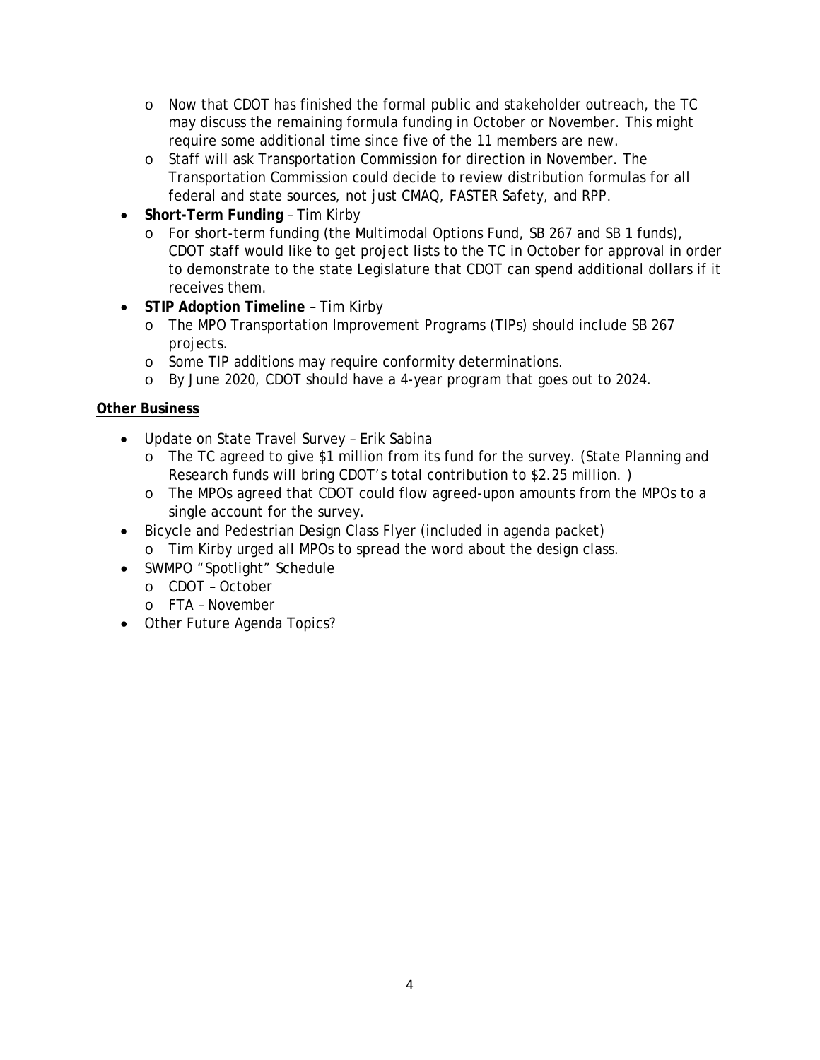- Now that CDOT has finished the formal public and stakeholder outreach, the TC may discuss the remaining formula funding in October or November. This might require some additional time since five of the 11 members are new.
- Staff will ask Transportation Commission for direction in November. The Transportation Commission could decide to review distribution formulas for all federal and state sources, not just CMAQ, FASTER Safety, and RPP.

- **Short-Term Funding** – Tim Kirby
  - For short-term funding (the Multimodal Options Fund, SB 267 and SB 1 funds), CDOT staff would like to get project lists to the TC in October for approval in order to demonstrate to the state Legislature that CDOT can spend additional dollars if it receives them.
- **STIP Adoption Timeline** – Tim Kirby
  - The MPO Transportation Improvement Programs (TIPs) should include SB 267 projects.
  - Some TIP additions may require conformity determinations.
  - By June 2020, CDOT should have a 4-year program that goes out to 2024.

**Other Business**

- Update on State Travel Survey – Erik Sabina
  - The TC agreed to give $1 million from its fund for the survey. (State Planning and Research funds will bring CDOT's total contribution to $2.25 million. )
  - The MPOs agreed that CDOT could flow agreed-upon amounts from the MPOs to a single account for the survey.
- Bicycle and Pedestrian Design Class Flyer (included in agenda packet)
  - Tim Kirby urged all MPOs to spread the word about the design class.
- SWMPO "Spotlight" Schedule
  - CDOT – October
  - FTA – November
- Other Future Agenda Topics?